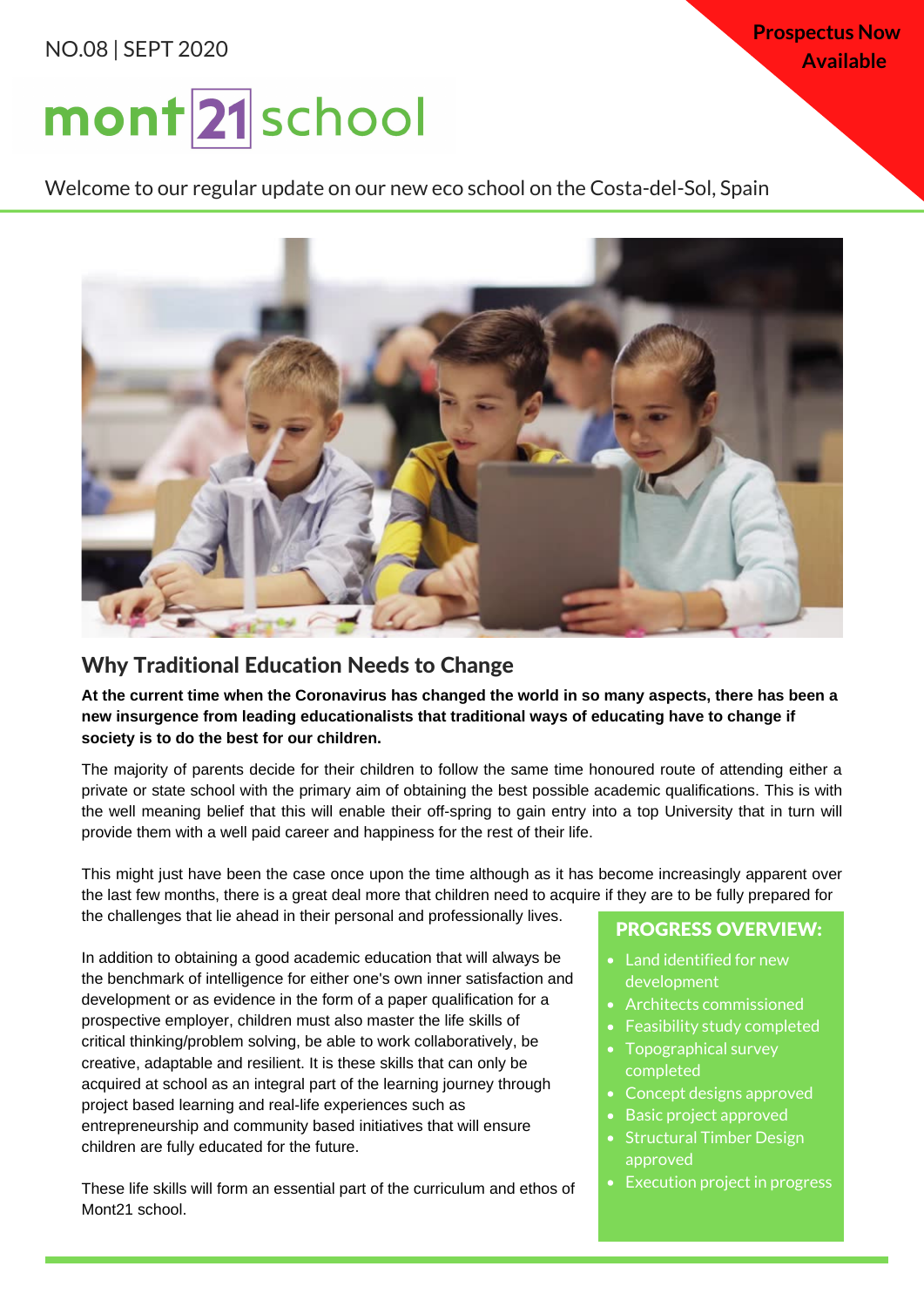NO.08 | SEPT 2020

**Prospectus Now Available**

# mont 21 school

Welcome to our regular update on our new eco school on the Costa-del-Sol, Spain

## Why Traditional Education Needs to Change

**At the current time when the Coronavirus has changed the world in so many aspects, there has been a new insurgence from leading educationalists that traditional ways of educating have to change if society is to do the best for our children.**

The majority of parents decide for their children to follow the same time honoured route of attending either a private or state school with the primary aim of obtaining the best possible academic qualifications. This is with the well meaning belief that this will enable their off-spring to gain entry into a top University that in turn will provide them with a well paid career and happiness for the rest of their life.

This might just have been the case once upon the time although as it has become increasingly apparent over the last few months, there is a great deal more that children need to acquire if they are to be fully prepared for the challenges that lie ahead in their personal and professionally lives.

In addition to obtaining a good academic education that will always be the benchmark of intelligence for either one's own inner satisfaction and development or as evidence in the form of a paper qualification for a prospective employer, children must also master the life skills of critical thinking/problem solving, be able to work collaboratively, be creative, adaptable and resilient. It is these skills that can only be acquired at school as an integral part of the learning journey through project based learning and real-life experiences such as entrepreneurship and community based initiatives that will ensure children are fully educated for the future.

These life skills will form an essential part of the curriculum and ethos of Mont21 school.

### PROGRESS OVERVIEW:

- Land identified for new development
- Architects commissioned
- Feasibility study completed
- Topographical survey completed
- Concept designs approved
- Basic project approved
- Structural Timber Design approved
- Execution project in progress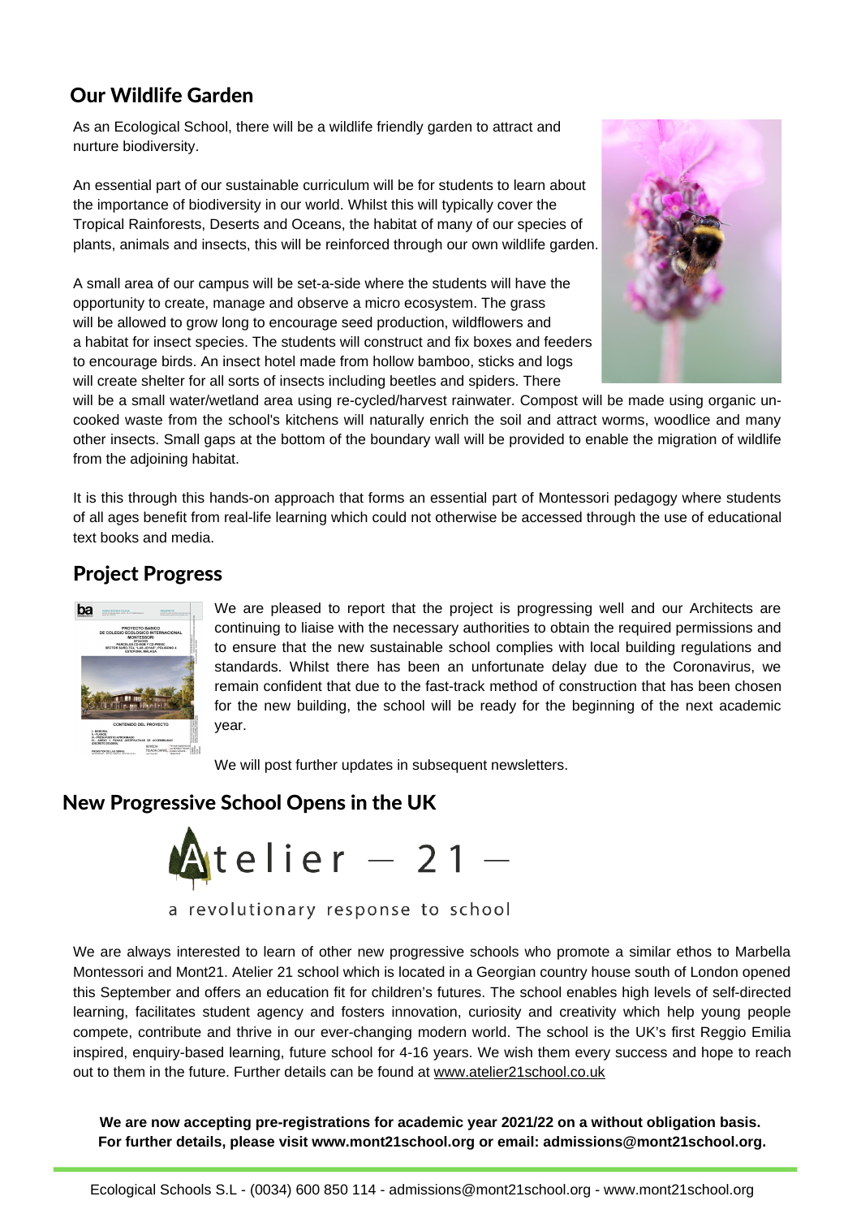## Our Wildlife Garden

As an Ecological School, there will be a wildlife friendly garden to attract and nurture biodiversity.

An essential part of our sustainable curriculum will be for students to learn about the importance of biodiversity in our world. Whilst this will typically cover the Tropical Rainforests, Deserts and Oceans, the habitat of many of our species of plants, animals and insects, this will be reinforced through our own wildlife garden.

A small area of our campus will be set-a-side where the students will have the opportunity to create, manage and observe a micro ecosystem. The grass will be allowed to grow long to encourage seed production, wildflowers and a habitat for insect species. The students will construct and fix boxes and feeders to encourage birds. An insect hotel made from hollow bamboo, sticks and logs will create shelter for all sorts of insects including beetles and spiders. There will be a small water/wetland area using re-cycled/harvest rainwater. Compost will be made using organic un-cooked waste from the school's kitchens will naturally enrich the soil and attract worms, woodlice and many other insects. Small gaps at the bottom of the boundary wall will be provided to enable the migration of wildlife from the adjoining habitat.

It is this through this hands-on approach that forms an essential part of Montessori pedagogy where students of all ages benefit from real-life learning which could not otherwise be accessed through the use of educational text books and media.

## Project Progress

We are pleased to report that the project is progressing well and our Architects are continuing to liaise with the necessary authorities to obtain the required permissions and to ensure that the new sustainable school complies with local building regulations and standards. Whilst there has been an unfortunate delay due to the Coronavirus, we remain confident that due to the fast-track method of construction that has been chosen for the new building, the school will be ready for the beginning of the next academic year.

We will post further updates in subsequent newsletters.

## New Progressive School Opens in the UK

Atelier — 21 —

a revolutionary response to school

We are always interested to learn of other new progressive schools who promote a similar ethos to Marbella Montessori and Mont21. Atelier 21 school which is located in a Georgian country house south of London opened this September and offers an education fit for children's futures. The school enables high levels of self-directed learning, facilitates student agency and fosters innovation, curiosity and creativity which help young people compete, contribute and thrive in our ever-changing modern world. The school is the UK's first Reggio Emilia inspired, enquiry-based learning, future school for 4-16 years. We wish them every success and hope to reach out to them in the future. Further details can be found at www.atelier21school.co.uk

**We are now accepting pre-registrations for academic year 2021/22 on a without obligation basis. For further details, please visit www.mont21school.org or email: admissions@mont21school.org.**

Ecological Schools S.L - (0034) 600 850 114 - admissions@mont21school.org - www.mont21school.org